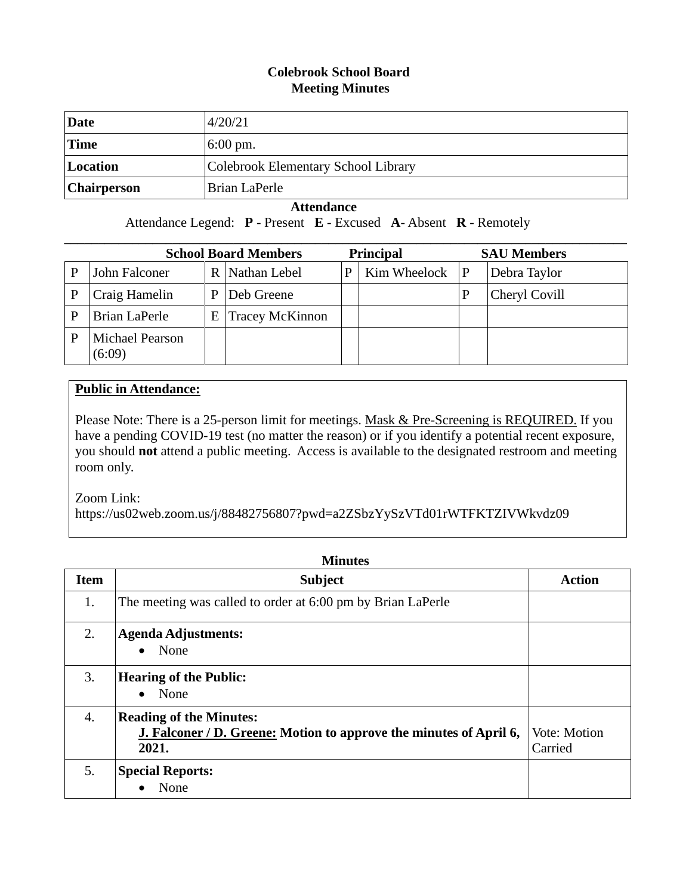# Colebrook School Board
## Meeting Minutes

| Date | 4/20/21 |
|---|---|
| Time | 6:00 pm. |
| Location | Colebrook Elementary School Library |
| Chairperson | Brian LaPerle |

**Attendance**

Attendance Legend: **P** - Present **E** - Excused **A**- Absent **R** - Remotely

| School Board Members | | | | Principal | | SAU Members | |
|---|---|---|---|---|---|---|---|
| P | John Falconer | R | Nathan Lebel | P | Kim Wheelock | P | Debra Taylor |
| P | Craig Hamelin | P | Deb Greene | | | P | Cheryl Covill |
| P | Brian LaPerle | E | Tracey McKinnon | | | | |
| P | Michael Pearson (6:09) | | | | | | |

**Public in Attendance:**

Please Note: There is a 25-person limit for meetings. Mask & Pre-Screening is REQUIRED. If you have a pending COVID-19 test (no matter the reason) or if you identify a potential recent exposure, you should **not** attend a public meeting. Access is available to the designated restroom and meeting room only.

Zoom Link:
https://us02web.zoom.us/j/88482756807?pwd=a2ZSbzYySzVTd01rWTFKTZIVWkvdz09

**Minutes**

| Item | Subject | Action |
|---|---|---|
| 1. | The meeting was called to order at 6:00 pm by Brian LaPerle | |
| 2. | **Agenda Adjustments:**<br>• None | |
| 3. | **Hearing of the Public:**<br>• None | |
| 4. | **Reading of the Minutes:**<br>**J. Falconer / D. Greene: Motion to approve the minutes of April 6, 2021.** | Vote: Motion Carried |
| 5. | **Special Reports:**<br>• None | |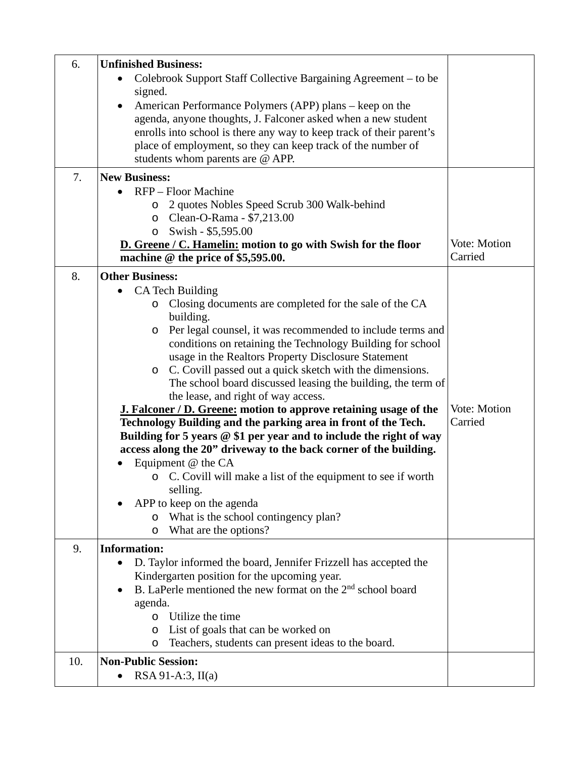| | | |
|---|---|---|
| 6. | **Unfinished Business:**<br>• Colebrook Support Staff Collective Bargaining Agreement – to be signed.<br>• American Performance Polymers (APP) plans – keep on the agenda, anyone thoughts, J. Falconer asked when a new student enrolls into school is there any way to keep track of their parent's place of employment, so they can keep track of the number of students whom parents are @ APP. | |
| 7. | **New Business:**<br>• RFP – Floor Machine<br>  o 2 quotes Nobles Speed Scrub 300 Walk-behind<br>  o Clean-O-Rama - $7,213.00<br>  o Swish - $5,595.00<br>**<u>D. Greene / C. Hamelin:</u> motion to go with Swish for the floor machine @ the price of $5,595.00.** | Vote: Motion Carried |
| 8. | **Other Business:**<br>• CA Tech Building<br>  o Closing documents are completed for the sale of the CA building.<br>  o Per legal counsel, it was recommended to include terms and conditions on retaining the Technology Building for school usage in the Realtors Property Disclosure Statement<br>  o C. Covill passed out a quick sketch with the dimensions. The school board discussed leasing the building, the term of the lease, and right of way access.<br>**<u>J. Falconer / D. Greene:</u> motion to approve retaining usage of the Technology Building and the parking area in front of the Tech. Building for 5 years @ $1 per year and to include the right of way access along the 20" driveway to the back corner of the building.**<br>• Equipment @ the CA<br>  o C. Covill will make a list of the equipment to see if worth selling.<br>• APP to keep on the agenda<br>  o What is the school contingency plan?<br>  o What are the options? | Vote: Motion Carried |
| 9. | **Information:**<br>• D. Taylor informed the board, Jennifer Frizzell has accepted the Kindergarten position for the upcoming year.<br>• B. LaPerle mentioned the new format on the 2nd school board agenda.<br>  o Utilize the time<br>  o List of goals that can be worked on<br>  o Teachers, students can present ideas to the board. | |
| 10. | **Non-Public Session:**<br>• RSA 91-A:3, II(a) | |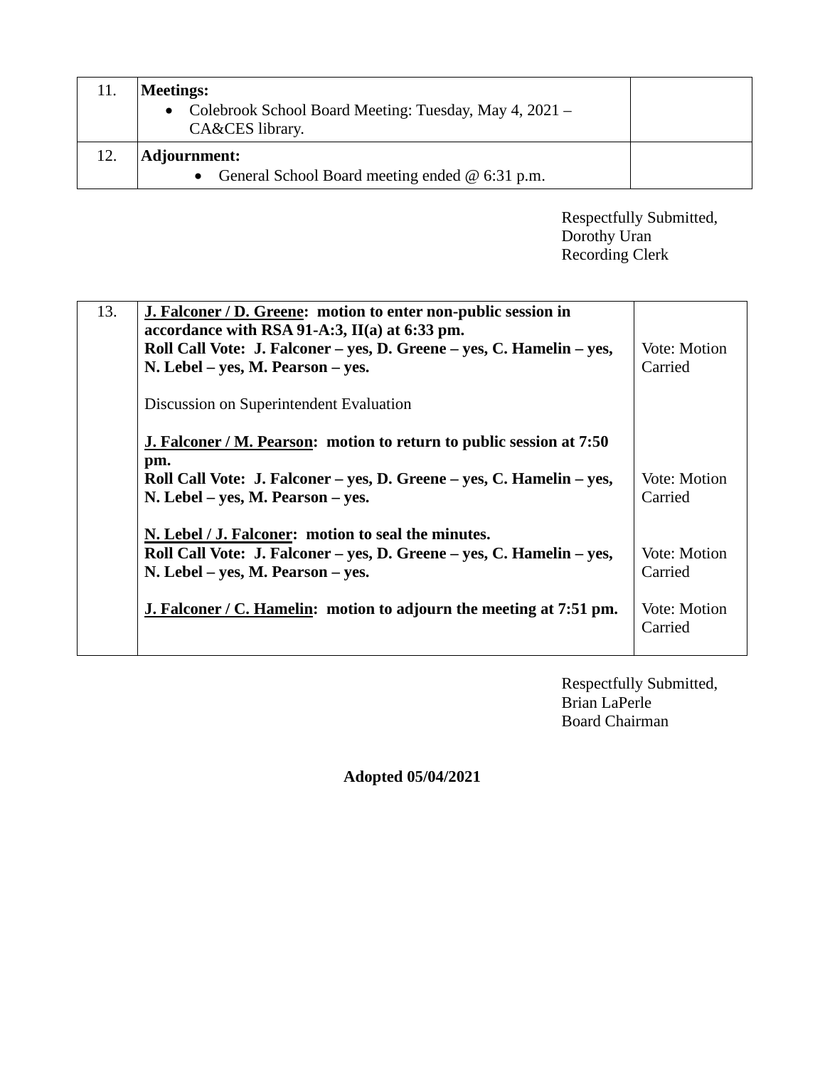| | | |
|---|---|---|
| 11. | **Meetings:**<br>• Colebrook School Board Meeting: Tuesday, May 4, 2021 – CA&CES library. | |
| 12. | **Adjournment:**<br>• General School Board meeting ended @ 6:31 p.m. | |

Respectfully Submitted,
Dorothy Uran
Recording Clerk

| | | |
|---|---|---|
| 13. | **<u>J. Falconer / D. Greene</u>: motion to enter non-public session in accordance with RSA 91-A:3, II(a) at 6:33 pm.**<br>**Roll Call Vote: J. Falconer – yes, D. Greene – yes, C. Hamelin – yes, N. Lebel – yes, M. Pearson – yes.** | Vote: Motion Carried |
| | Discussion on Superintendent Evaluation | |
| | **<u>J. Falconer / M. Pearson</u>: motion to return to public session at 7:50 pm.**<br>**Roll Call Vote: J. Falconer – yes, D. Greene – yes, C. Hamelin – yes, N. Lebel – yes, M. Pearson – yes.** | Vote: Motion Carried |
| | **<u>N. Lebel / J. Falconer</u>: motion to seal the minutes.**<br>**Roll Call Vote: J. Falconer – yes, D. Greene – yes, C. Hamelin – yes, N. Lebel – yes, M. Pearson – yes.** | Vote: Motion Carried |
| | **<u>J. Falconer / C. Hamelin</u>: motion to adjourn the meeting at 7:51 pm.** | Vote: Motion Carried |

Respectfully Submitted,
Brian LaPerle
Board Chairman

**Adopted 05/04/2021**